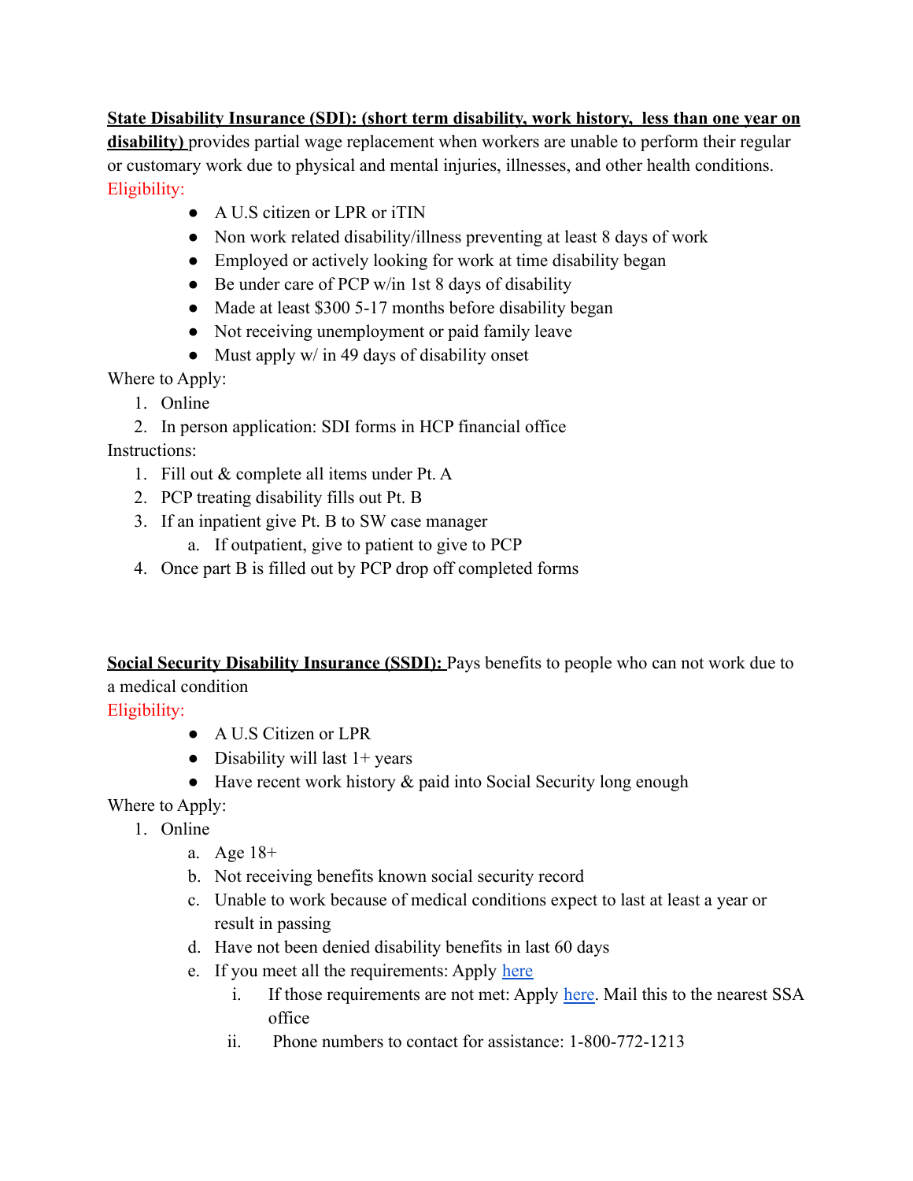**State Disability Insurance (SDI): (short term disability, work history,  less than one year on disability)** provides partial wage replacement when workers are unable to perform their regular or customary work due to physical and mental injuries, illnesses, and other health conditions.

Eligibility:

- A U.S citizen or LPR or iTIN
- Non work related disability/illness preventing at least 8 days of work
- Employed or actively looking for work at time disability began
- Be under care of PCP w/in 1st 8 days of disability
- Made at least $300 5-17 months before disability began
- Not receiving unemployment or paid family leave
- Must apply w/ in 49 days of disability onset

Where to Apply:

1. Online
2. In person application: SDI forms in HCP financial office

Instructions:

1. Fill out & complete all items under Pt. A
2. PCP treating disability fills out Pt. B
3. If an inpatient give Pt. B to SW case manager
   a. If outpatient, give to patient to give to PCP
4. Once part B is filled out by PCP drop off completed forms

**Social Security Disability Insurance (SSDI):** Pays benefits to people who can not work due to a medical condition

Eligibility:

- A U.S Citizen or LPR
- Disability will last 1+ years
- Have recent work history & paid into Social Security long enough

Where to Apply:

1. Online
   a. Age 18+
   b. Not receiving benefits known social security record
   c. Unable to work because of medical conditions expect to last at least a year or result in passing
   d. Have not been denied disability benefits in last 60 days
   e. If you meet all the requirements: Apply here
      i. If those requirements are not met: Apply here. Mail this to the nearest SSA office
      ii. Phone numbers to contact for assistance: 1-800-772-1213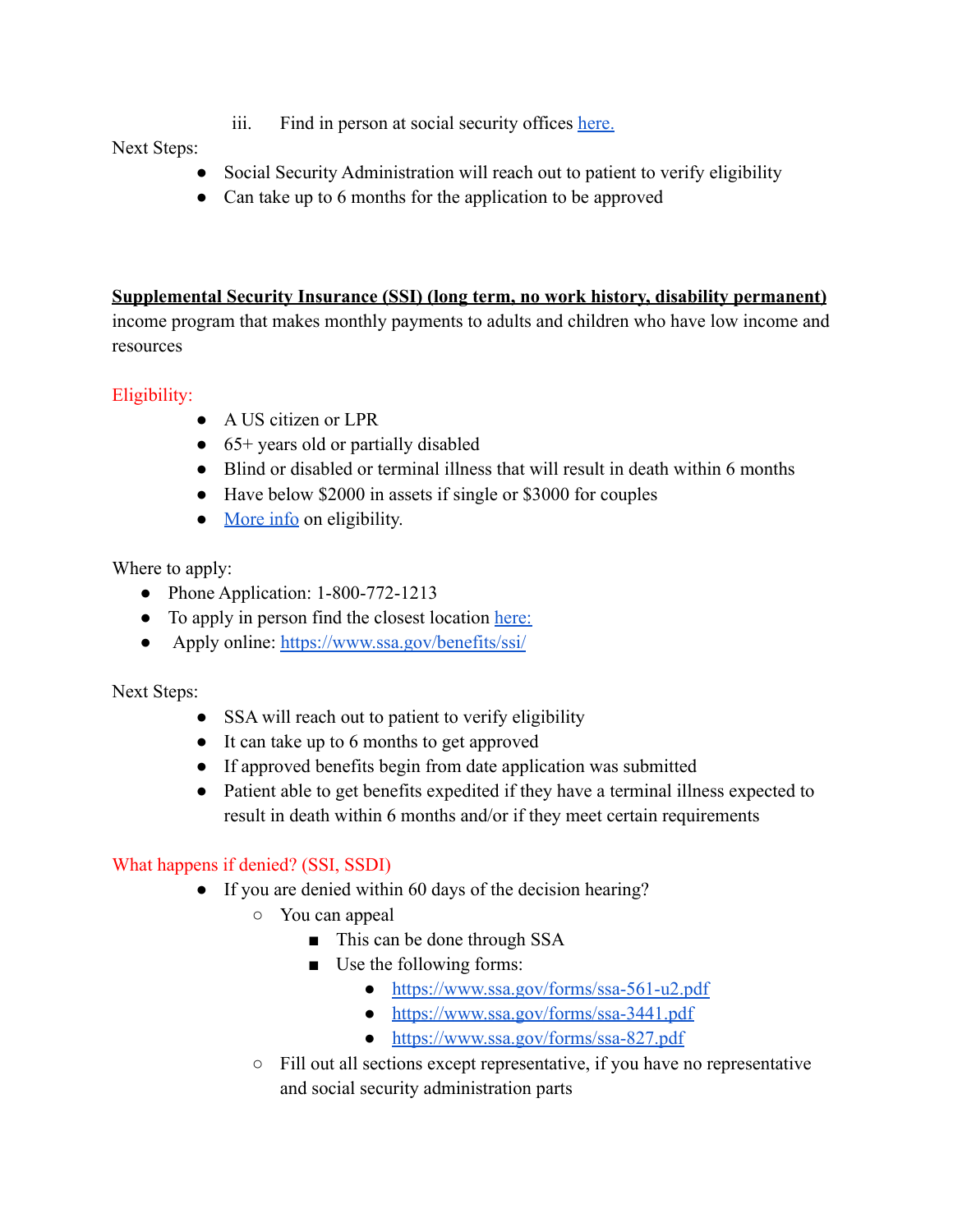iii. Find in person at social security offices [here.]()

Next Steps:

- Social Security Administration will reach out to patient to verify eligibility
- Can take up to 6 months for the application to be approved

**Supplemental Security Insurance (SSI) (long term, no work history, disability permanent)**

income program that makes monthly payments to adults and children who have low income and resources

Eligibility:

- A US citizen or LPR
- 65+ years old or partially disabled
- Blind or disabled or terminal illness that will result in death within 6 months
- Have below $2000 in assets if single or $3000 for couples
- [More info]() on eligibility.

Where to apply:

- Phone Application: 1-800-772-1213
- To apply in person find the closest location [here:]()
- Apply online: [https://www.ssa.gov/benefits/ssi/](https://www.ssa.gov/benefits/ssi/)

Next Steps:

- SSA will reach out to patient to verify eligibility
- It can take up to 6 months to get approved
- If approved benefits begin from date application was submitted
- Patient able to get benefits expedited if they have a terminal illness expected to result in death within 6 months and/or if they meet certain requirements

What happens if denied? (SSI, SSDI)

- If you are denied within 60 days of the decision hearing?
  - You can appeal
    - This can be done through SSA
    - Use the following forms:
      - [https://www.ssa.gov/forms/ssa-561-u2.pdf](https://www.ssa.gov/forms/ssa-561-u2.pdf)
      - [https://www.ssa.gov/forms/ssa-3441.pdf](https://www.ssa.gov/forms/ssa-3441.pdf)
      - [https://www.ssa.gov/forms/ssa-827.pdf](https://www.ssa.gov/forms/ssa-827.pdf)
  - Fill out all sections except representative, if you have no representative and social security administration parts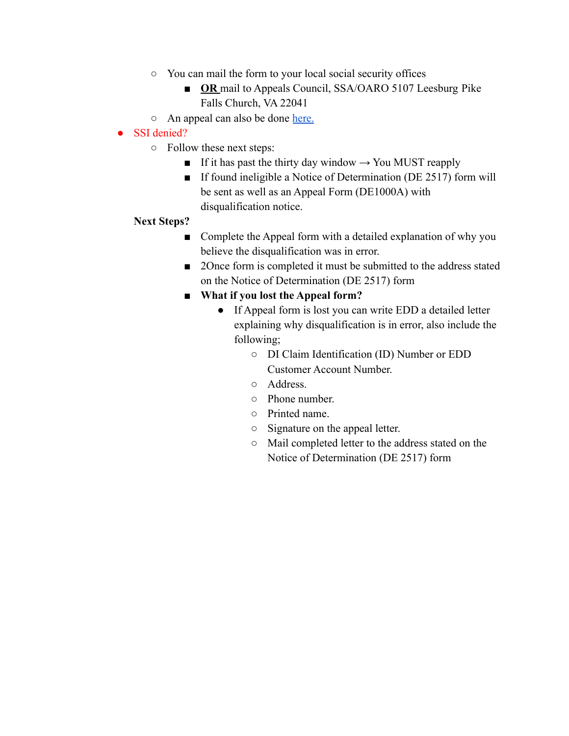- You can mail the form to your local social security offices
        - **OR** mail to Appeals Council, SSA/OARO 5107 Leesburg Pike Falls Church, VA 22041
    - An appeal can also be done [here.]()
- SSI denied?
    - Follow these next steps:
        - If it has past the thirty day window → You MUST reapply
        - If found ineligible a Notice of Determination (DE 2517) form will be sent as well as an Appeal Form (DE1000A) with disqualification notice.

**Next Steps?**

- Complete the Appeal form with a detailed explanation of why you believe the disqualification was in error.
- 2Once form is completed it must be submitted to the address stated on the Notice of Determination (DE 2517) form
- **What if you lost the Appeal form?**
    - If Appeal form is lost you can write EDD a detailed letter explaining why disqualification is in error, also include the following;
        - DI Claim Identification (ID) Number or EDD Customer Account Number.
        - Address.
        - Phone number.
        - Printed name.
        - Signature on the appeal letter.
        - Mail completed letter to the address stated on the Notice of Determination (DE 2517) form